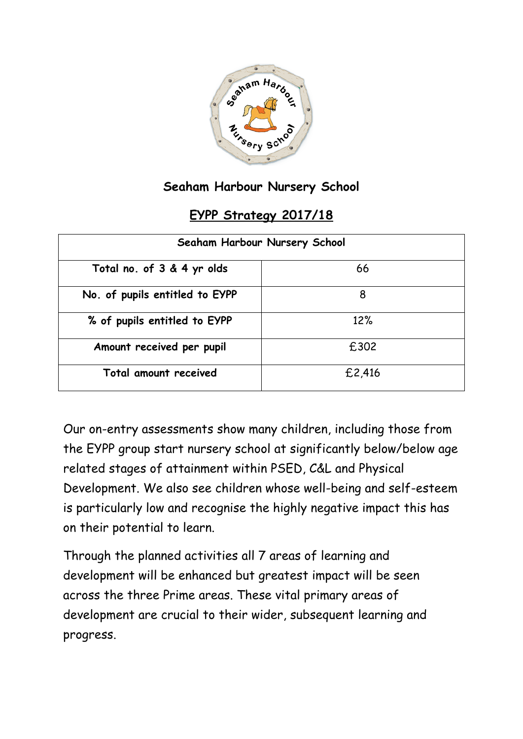## Seaham Harbour Nursery School

## EYPP Strategy 2017/18

| Seaham Harbour Nursery School | |
|---|---|
| Total no. of 3 & 4 yr olds | 66 |
| No. of pupils entitled to EYPP | 8 |
| % of pupils entitled to EYPP | 12% |
| Amount received per pupil | £302 |
| Total amount received | £2,416 |

Our on-entry assessments show many children, including those from the EYPP group start nursery school at significantly below/below age related stages of attainment within PSED, C&L and Physical Development. We also see children whose well-being and self-esteem is particularly low and recognise the highly negative impact this has on their potential to learn.

Through the planned activities all 7 areas of learning and development will be enhanced but greatest impact will be seen across the three Prime areas. These vital primary areas of development are crucial to their wider, subsequent learning and progress.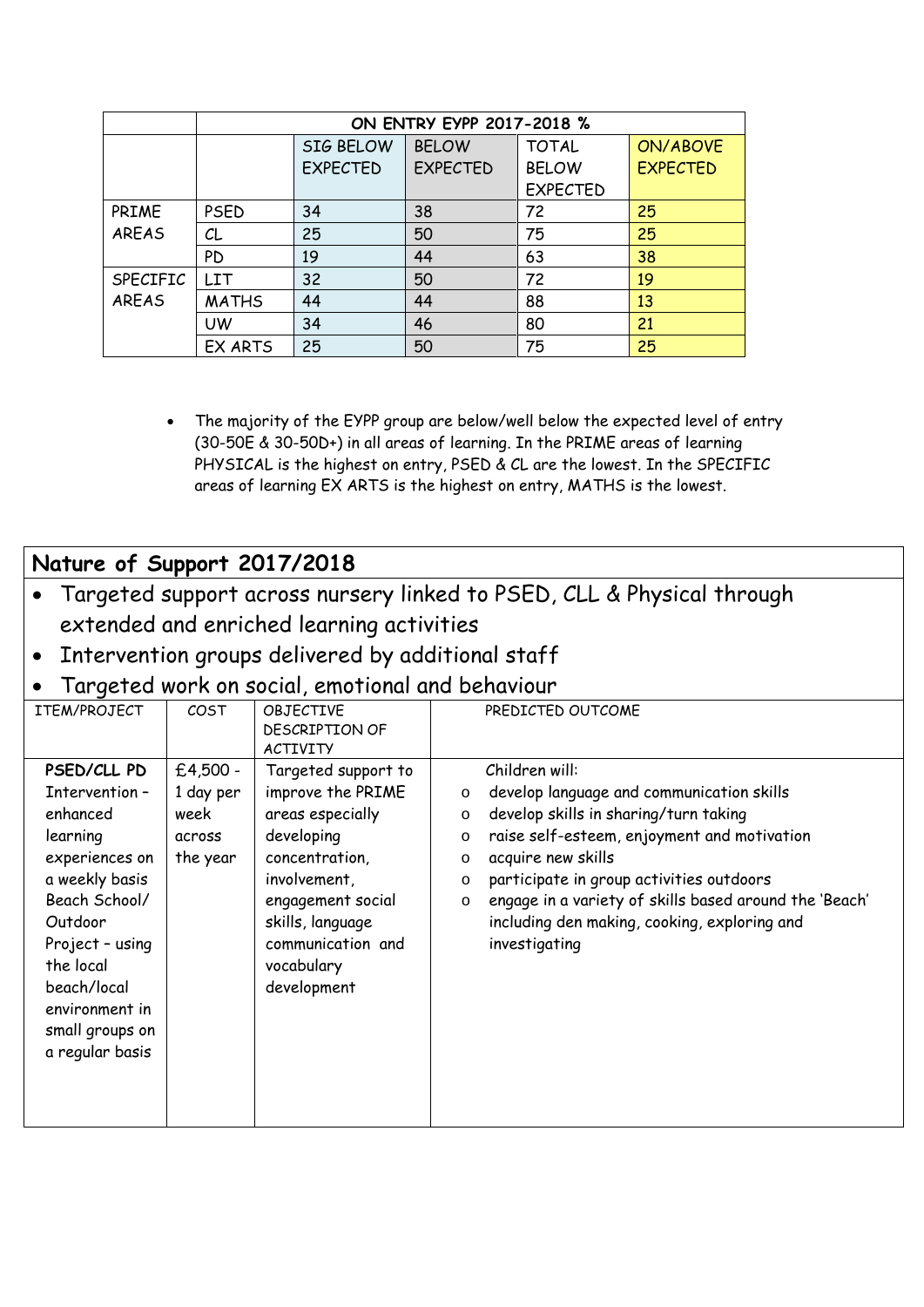| | ON ENTRY EYPP 2017-2018 % | | | | |
|---|---|---|---|---|---|
| | | SIG BELOW EXPECTED | BELOW EXPECTED | TOTAL BELOW EXPECTED | ON/ABOVE EXPECTED |
| PRIME AREAS | PSED | 34 | 38 | 72 | 25 |
| | CL | 25 | 50 | 75 | 25 |
| | PD | 19 | 44 | 63 | 38 |
| SPECIFIC AREAS | LIT | 32 | 50 | 72 | 19 |
| | MATHS | 44 | 44 | 88 | 13 |
| | UW | 34 | 46 | 80 | 21 |
| | EX ARTS | 25 | 50 | 75 | 25 |

- The majority of the EYPP group are below/well below the expected level of entry (30-50E & 30-50D+) in all areas of learning. In the PRIME areas of learning PHYSICAL is the highest on entry, PSED & CL are the lowest. In the SPECIFIC areas of learning EX ARTS is the highest on entry, MATHS is the lowest.

## Nature of Support 2017/2018

- Targeted support across nursery linked to PSED, CLL & Physical through extended and enriched learning activities
- Intervention groups delivered by additional staff
- Targeted work on social, emotional and behaviour

| ITEM/PROJECT | COST | OBJECTIVE DESCRIPTION OF ACTIVITY | PREDICTED OUTCOME |
|---|---|---|---|
| **PSED/CLL PD** Intervention – enhanced learning experiences on a weekly basis Beach School/ Outdoor Project – using the local beach/local environment in small groups on a regular basis | £4,500 - 1 day per week across the year | Targeted support to improve the PRIME areas especially developing concentration, involvement, engagement social skills, language communication and vocabulary development | Children will:<br>o develop language and communication skills<br>o develop skills in sharing/turn taking<br>o raise self-esteem, enjoyment and motivation<br>o acquire new skills<br>o participate in group activities outdoors<br>o engage in a variety of skills based around the 'Beach' including den making, cooking, exploring and investigating |